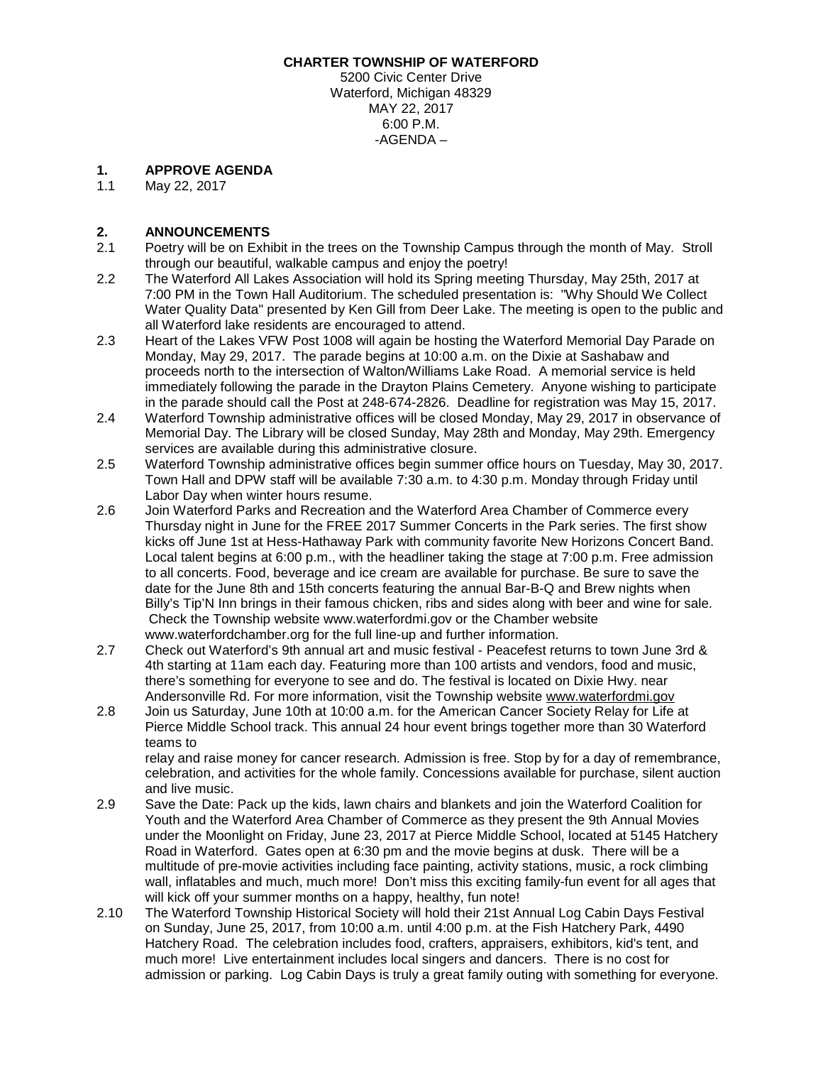**CHARTER TOWNSHIP OF WATERFORD**

5200 Civic Center Drive
Waterford, Michigan 48329
MAY 22, 2017
6:00 P.M.
-AGENDA –

## 1. APPROVE AGENDA

1.1 May 22, 2017

## 2. ANNOUNCEMENTS

2.1 Poetry will be on Exhibit in the trees on the Township Campus through the month of May. Stroll through our beautiful, walkable campus and enjoy the poetry!

2.2 The Waterford All Lakes Association will hold its Spring meeting Thursday, May 25th, 2017 at 7:00 PM in the Town Hall Auditorium. The scheduled presentation is: "Why Should We Collect Water Quality Data" presented by Ken Gill from Deer Lake. The meeting is open to the public and all Waterford lake residents are encouraged to attend.

2.3 Heart of the Lakes VFW Post 1008 will again be hosting the Waterford Memorial Day Parade on Monday, May 29, 2017. The parade begins at 10:00 a.m. on the Dixie at Sashabaw and proceeds north to the intersection of Walton/Williams Lake Road. A memorial service is held immediately following the parade in the Drayton Plains Cemetery. Anyone wishing to participate in the parade should call the Post at 248-674-2826. Deadline for registration was May 15, 2017.

2.4 Waterford Township administrative offices will be closed Monday, May 29, 2017 in observance of Memorial Day. The Library will be closed Sunday, May 28th and Monday, May 29th. Emergency services are available during this administrative closure.

2.5 Waterford Township administrative offices begin summer office hours on Tuesday, May 30, 2017. Town Hall and DPW staff will be available 7:30 a.m. to 4:30 p.m. Monday through Friday until Labor Day when winter hours resume.

2.6 Join Waterford Parks and Recreation and the Waterford Area Chamber of Commerce every Thursday night in June for the FREE 2017 Summer Concerts in the Park series. The first show kicks off June 1st at Hess-Hathaway Park with community favorite New Horizons Concert Band. Local talent begins at 6:00 p.m., with the headliner taking the stage at 7:00 p.m. Free admission to all concerts. Food, beverage and ice cream are available for purchase. Be sure to save the date for the June 8th and 15th concerts featuring the annual Bar-B-Q and Brew nights when Billy's Tip'N Inn brings in their famous chicken, ribs and sides along with beer and wine for sale. Check the Township website www.waterfordmi.gov or the Chamber website www.waterfordchamber.org for the full line-up and further information.

2.7 Check out Waterford's 9th annual art and music festival - Peacefest returns to town June 3rd & 4th starting at 11am each day. Featuring more than 100 artists and vendors, food and music, there's something for everyone to see and do. The festival is located on Dixie Hwy. near Andersonville Rd. For more information, visit the Township website www.waterfordmi.gov

2.8 Join us Saturday, June 10th at 10:00 a.m. for the American Cancer Society Relay for Life at Pierce Middle School track. This annual 24 hour event brings together more than 30 Waterford teams to relay and raise money for cancer research. Admission is free. Stop by for a day of remembrance, celebration, and activities for the whole family. Concessions available for purchase, silent auction and live music.

2.9 Save the Date: Pack up the kids, lawn chairs and blankets and join the Waterford Coalition for Youth and the Waterford Area Chamber of Commerce as they present the 9th Annual Movies under the Moonlight on Friday, June 23, 2017 at Pierce Middle School, located at 5145 Hatchery Road in Waterford. Gates open at 6:30 pm and the movie begins at dusk. There will be a multitude of pre-movie activities including face painting, activity stations, music, a rock climbing wall, inflatables and much, much more! Don't miss this exciting family-fun event for all ages that will kick off your summer months on a happy, healthy, fun note!

2.10 The Waterford Township Historical Society will hold their 21st Annual Log Cabin Days Festival on Sunday, June 25, 2017, from 10:00 a.m. until 4:00 p.m. at the Fish Hatchery Park, 4490 Hatchery Road. The celebration includes food, crafters, appraisers, exhibitors, kid's tent, and much more! Live entertainment includes local singers and dancers. There is no cost for admission or parking. Log Cabin Days is truly a great family outing with something for everyone.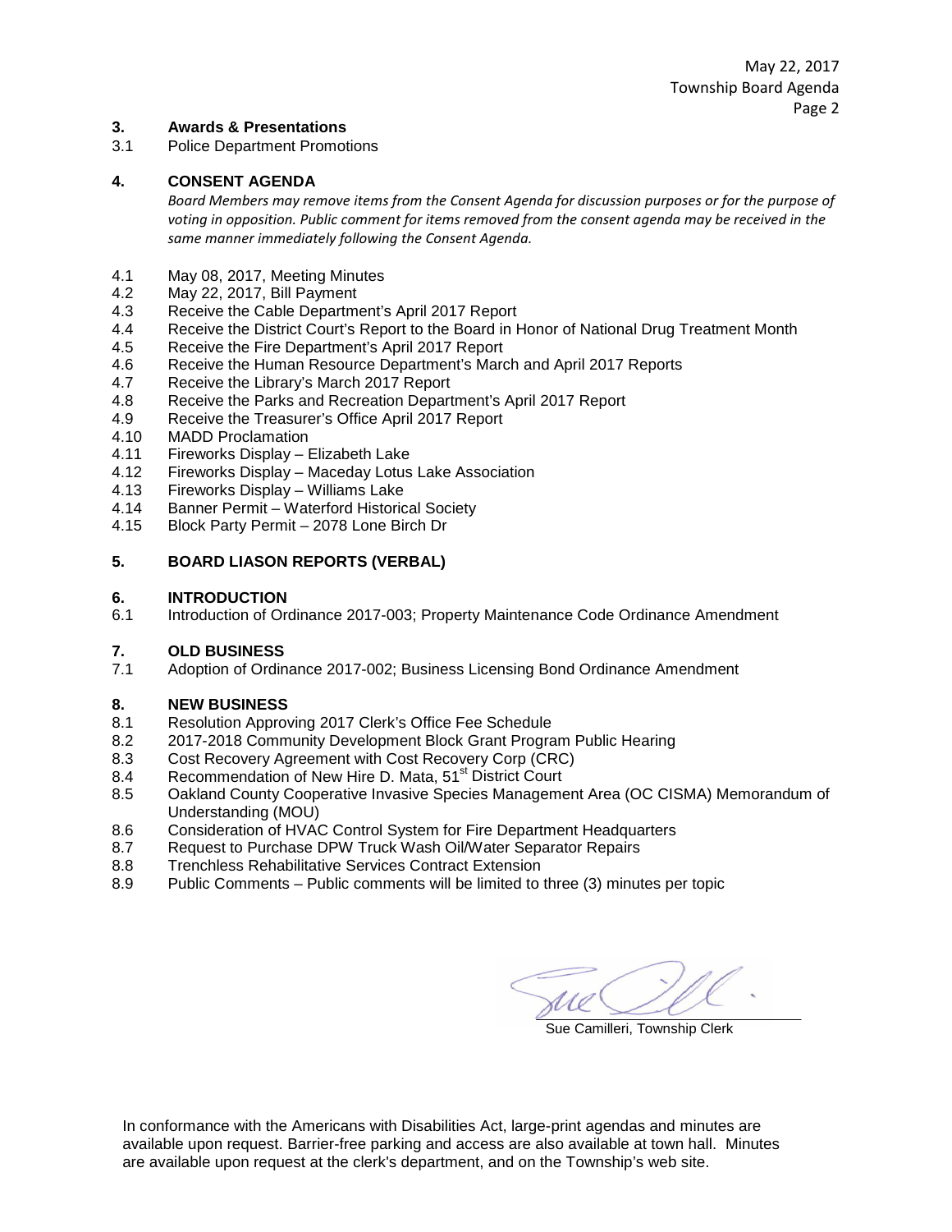## 3. Awards & Presentations

3.1 Police Department Promotions

## 4. CONSENT AGENDA

*Board Members may remove items from the Consent Agenda for discussion purposes or for the purpose of voting in opposition. Public comment for items removed from the consent agenda may be received in the same manner immediately following the Consent Agenda.*

4.1 May 08, 2017, Meeting Minutes
4.2 May 22, 2017, Bill Payment
4.3 Receive the Cable Department's April 2017 Report
4.4 Receive the District Court's Report to the Board in Honor of National Drug Treatment Month
4.5 Receive the Fire Department's April 2017 Report
4.6 Receive the Human Resource Department's March and April 2017 Reports
4.7 Receive the Library's March 2017 Report
4.8 Receive the Parks and Recreation Department's April 2017 Report
4.9 Receive the Treasurer's Office April 2017 Report
4.10 MADD Proclamation
4.11 Fireworks Display – Elizabeth Lake
4.12 Fireworks Display – Maceday Lotus Lake Association
4.13 Fireworks Display – Williams Lake
4.14 Banner Permit – Waterford Historical Society
4.15 Block Party Permit – 2078 Lone Birch Dr

## 5. BOARD LIASON REPORTS (VERBAL)

## 6. INTRODUCTION

6.1 Introduction of Ordinance 2017-003; Property Maintenance Code Ordinance Amendment

## 7. OLD BUSINESS

7.1 Adoption of Ordinance 2017-002; Business Licensing Bond Ordinance Amendment

## 8. NEW BUSINESS

8.1 Resolution Approving 2017 Clerk's Office Fee Schedule
8.2 2017-2018 Community Development Block Grant Program Public Hearing
8.3 Cost Recovery Agreement with Cost Recovery Corp (CRC)
8.4 Recommendation of New Hire D. Mata, 51st District Court
8.5 Oakland County Cooperative Invasive Species Management Area (OC CISMA) Memorandum of Understanding (MOU)
8.6 Consideration of HVAC Control System for Fire Department Headquarters
8.7 Request to Purchase DPW Truck Wash Oil/Water Separator Repairs
8.8 Trenchless Rehabilitative Services Contract Extension
8.9 Public Comments – Public comments will be limited to three (3) minutes per topic

Sue Camilleri, Township Clerk

In conformance with the Americans with Disabilities Act, large-print agendas and minutes are available upon request. Barrier-free parking and access are also available at town hall. Minutes are available upon request at the clerk's department, and on the Township's web site.